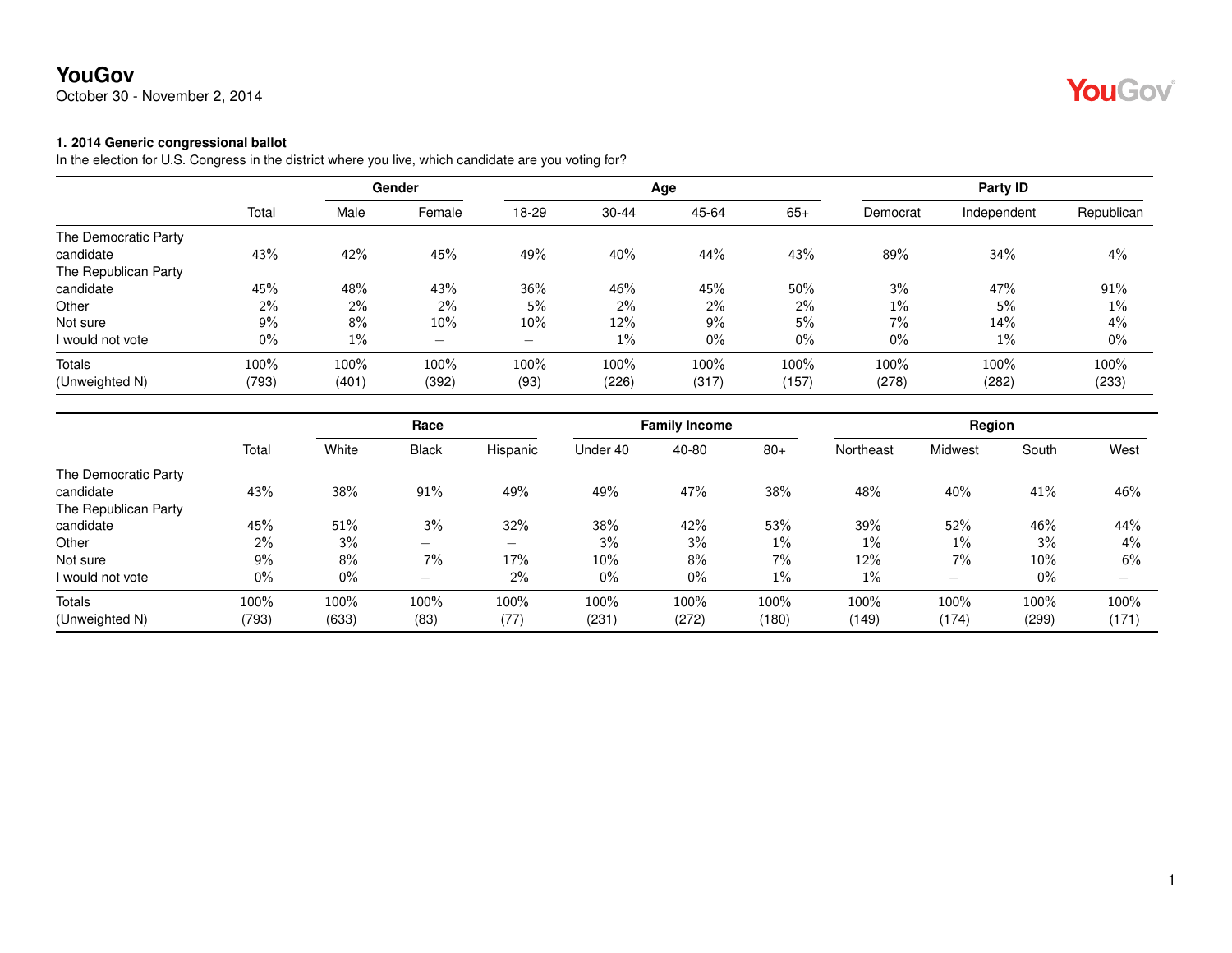# YouGov

October 30 - November 2, 2014

### 1. 2014 Generic congressional ballot

In the election for U.S. Congress in the district where you live, which candidate are you voting for?

| | | Gender | | Age | | | | Party ID | | |
|---|---|---|---|---|---|---|---|---|---|---|
| | Total | Male | Female | 18-29 | 30-44 | 45-64 | 65+ | Democrat | Independent | Republican |
| The Democratic Party candidate | 43% | 42% | 45% | 49% | 40% | 44% | 43% | 89% | 34% | 4% |
| The Republican Party candidate | 45% | 48% | 43% | 36% | 46% | 45% | 50% | 3% | 47% | 91% |
| Other | 2% | 2% | 2% | 5% | 2% | 2% | 2% | 1% | 5% | 1% |
| Not sure | 9% | 8% | 10% | 10% | 12% | 9% | 5% | 7% | 14% | 4% |
| I would not vote | 0% | 1% | – | – | 1% | 0% | 0% | 0% | 1% | 0% |
| Totals | 100% | 100% | 100% | 100% | 100% | 100% | 100% | 100% | 100% | 100% |
| (Unweighted N) | (793) | (401) | (392) | (93) | (226) | (317) | (157) | (278) | (282) | (233) |

| | | Race | | | Family Income | | | Region | | | |
|---|---|---|---|---|---|---|---|---|---|---|---|
| | Total | White | Black | Hispanic | Under 40 | 40-80 | 80+ | Northeast | Midwest | South | West |
| The Democratic Party candidate | 43% | 38% | 91% | 49% | 49% | 47% | 38% | 48% | 40% | 41% | 46% |
| The Republican Party candidate | 45% | 51% | 3% | 32% | 38% | 42% | 53% | 39% | 52% | 46% | 44% |
| Other | 2% | 3% | – | – | 3% | 3% | 1% | 1% | 1% | 3% | 4% |
| Not sure | 9% | 8% | 7% | 17% | 10% | 8% | 7% | 12% | 7% | 10% | 6% |
| I would not vote | 0% | 0% | – | 2% | 0% | 0% | 1% | 1% | – | 0% | – |
| Totals | 100% | 100% | 100% | 100% | 100% | 100% | 100% | 100% | 100% | 100% | 100% |
| (Unweighted N) | (793) | (633) | (83) | (77) | (231) | (272) | (180) | (149) | (174) | (299) | (171) |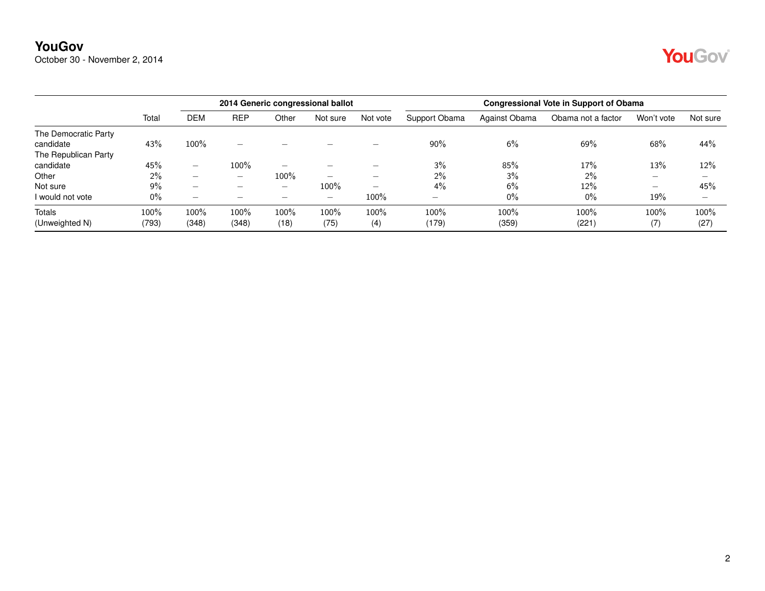**YouGov**
October 30 - November 2, 2014

| | Total | 2014 Generic congressional ballot | | | | | Congressional Vote in Support of Obama | | | | |
|---|---|---|---|---|---|---|---|---|---|---|---|
| | | DEM | REP | Other | Not sure | Not vote | Support Obama | Against Obama | Obama not a factor | Won't vote | Not sure |
| The Democratic Party candidate | 43% | 100% | – | – | – | – | 90% | 6% | 69% | 68% | 44% |
| The Republican Party candidate | 45% | – | 100% | – | – | – | 3% | 85% | 17% | 13% | 12% |
| Other | 2% | – | – | 100% | – | – | 2% | 3% | 2% | – | – |
| Not sure | 9% | – | – | – | 100% | – | 4% | 6% | 12% | – | 45% |
| I would not vote | 0% | – | – | – | – | 100% | – | 0% | 0% | 19% | – |
| Totals | 100% | 100% | 100% | 100% | 100% | 100% | 100% | 100% | 100% | 100% | 100% |
| (Unweighted N) | (793) | (348) | (348) | (18) | (75) | (4) | (179) | (359) | (221) | (7) | (27) |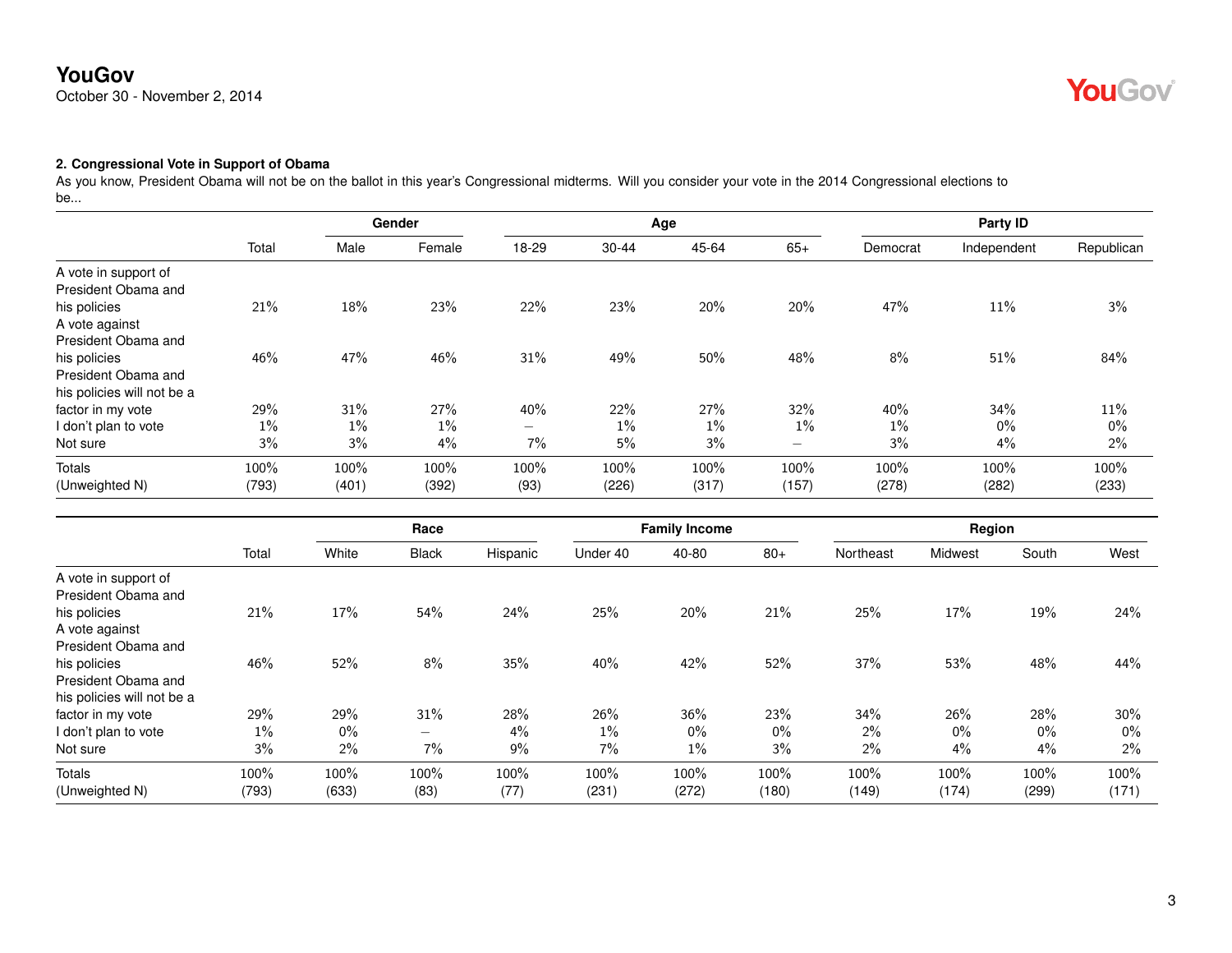**2. Congressional Vote in Support of Obama**

As you know, President Obama will not be on the ballot in this year's Congressional midterms. Will you consider your vote in the 2014 Congressional elections to be...

| | Total | Gender | | Age | | | | Party ID | | |
|---|---|---|---|---|---|---|---|---|---|---|
| | | Male | Female | 18-29 | 30-44 | 45-64 | 65+ | Democrat | Independent | Republican |
| A vote in support of President Obama and his policies | 21% | 18% | 23% | 22% | 23% | 20% | 20% | 47% | 11% | 3% |
| A vote against President Obama and his policies | 46% | 47% | 46% | 31% | 49% | 50% | 48% | 8% | 51% | 84% |
| President Obama and his policies will not be a factor in my vote | 29% | 31% | 27% | 40% | 22% | 27% | 32% | 40% | 34% | 11% |
| I don't plan to vote | 1% | 1% | 1% | – | 1% | 1% | 1% | 1% | 0% | 0% |
| Not sure | 3% | 3% | 4% | 7% | 5% | 3% | – | 3% | 4% | 2% |
| Totals | 100% | 100% | 100% | 100% | 100% | 100% | 100% | 100% | 100% | 100% |
| (Unweighted N) | (793) | (401) | (392) | (93) | (226) | (317) | (157) | (278) | (282) | (233) |

| | Total | Race | | | Family Income | | | Region | | | |
|---|---|---|---|---|---|---|---|---|---|---|---|
| | | White | Black | Hispanic | Under 40 | 40-80 | 80+ | Northeast | Midwest | South | West |
| A vote in support of President Obama and his policies | 21% | 17% | 54% | 24% | 25% | 20% | 21% | 25% | 17% | 19% | 24% |
| A vote against President Obama and his policies | 46% | 52% | 8% | 35% | 40% | 42% | 52% | 37% | 53% | 48% | 44% |
| President Obama and his policies will not be a factor in my vote | 29% | 29% | 31% | 28% | 26% | 36% | 23% | 34% | 26% | 28% | 30% |
| I don't plan to vote | 1% | 0% | – | 4% | 1% | 0% | 0% | 2% | 0% | 0% | 0% |
| Not sure | 3% | 2% | 7% | 9% | 7% | 1% | 3% | 2% | 4% | 4% | 2% |
| Totals | 100% | 100% | 100% | 100% | 100% | 100% | 100% | 100% | 100% | 100% | 100% |
| (Unweighted N) | (793) | (633) | (83) | (77) | (231) | (272) | (180) | (149) | (174) | (299) | (171) |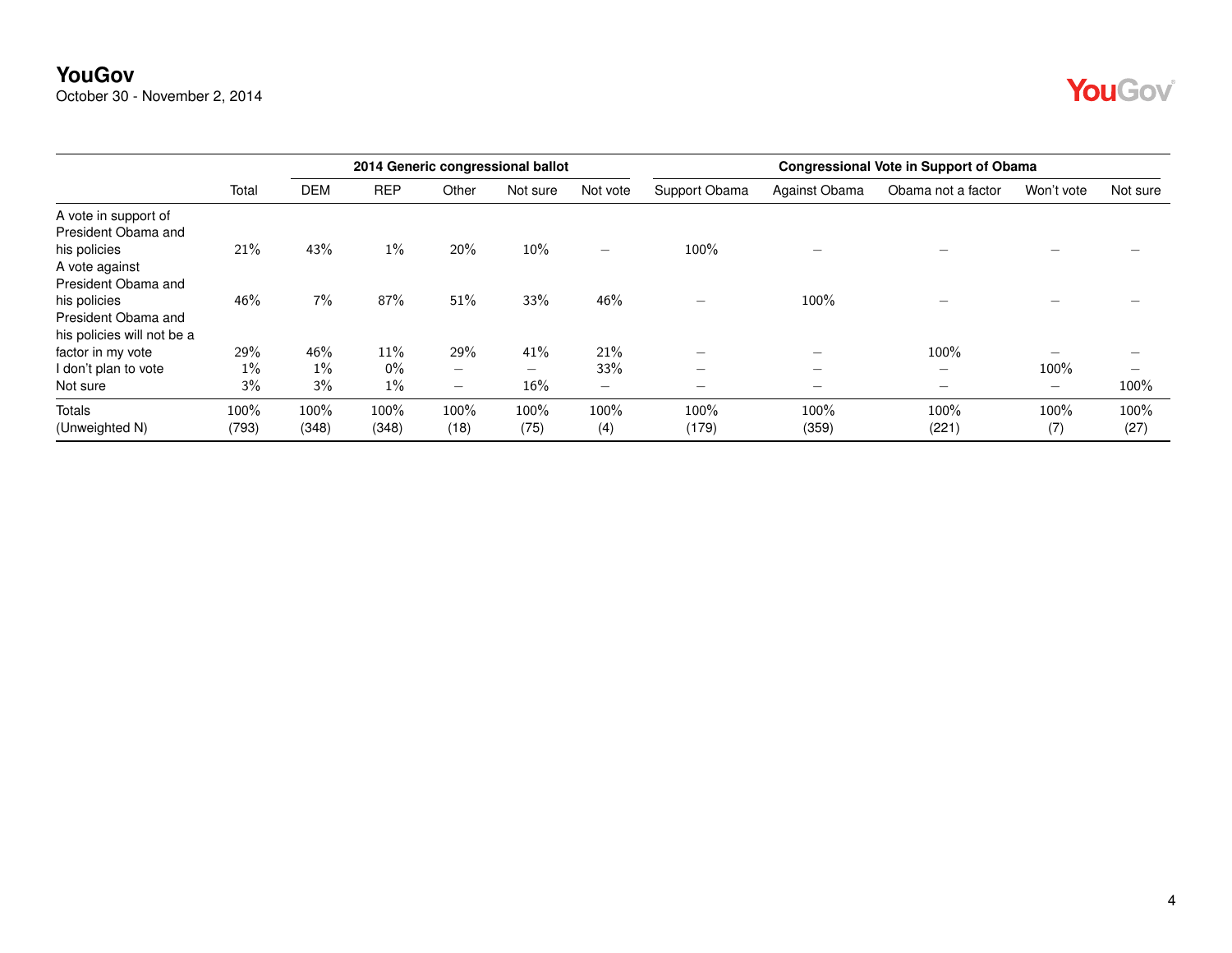| | Total | 2014 Generic congressional ballot | | | | | Congressional Vote in Support of Obama | | | | |
|---|---|---|---|---|---|---|---|---|---|---|---|
| | | DEM | REP | Other | Not sure | Not vote | Support Obama | Against Obama | Obama not a factor | Won't vote | Not sure |
| A vote in support of President Obama and his policies | 21% | 43% | 1% | 20% | 10% | – | 100% | – | – | – | – |
| A vote against President Obama and his policies | 46% | 7% | 87% | 51% | 33% | 46% | – | 100% | – | – | – |
| President Obama and his policies will not be a factor in my vote | 29% | 46% | 11% | 29% | 41% | 21% | – | – | 100% | – | – |
| I don't plan to vote | 1% | 1% | 0% | – | – | 33% | – | – | – | 100% | – |
| Not sure | 3% | 3% | 1% | – | 16% | – | – | – | – | – | 100% |
| Totals | 100% | 100% | 100% | 100% | 100% | 100% | 100% | 100% | 100% | 100% | 100% |
| (Unweighted N) | (793) | (348) | (348) | (18) | (75) | (4) | (179) | (359) | (221) | (7) | (27) |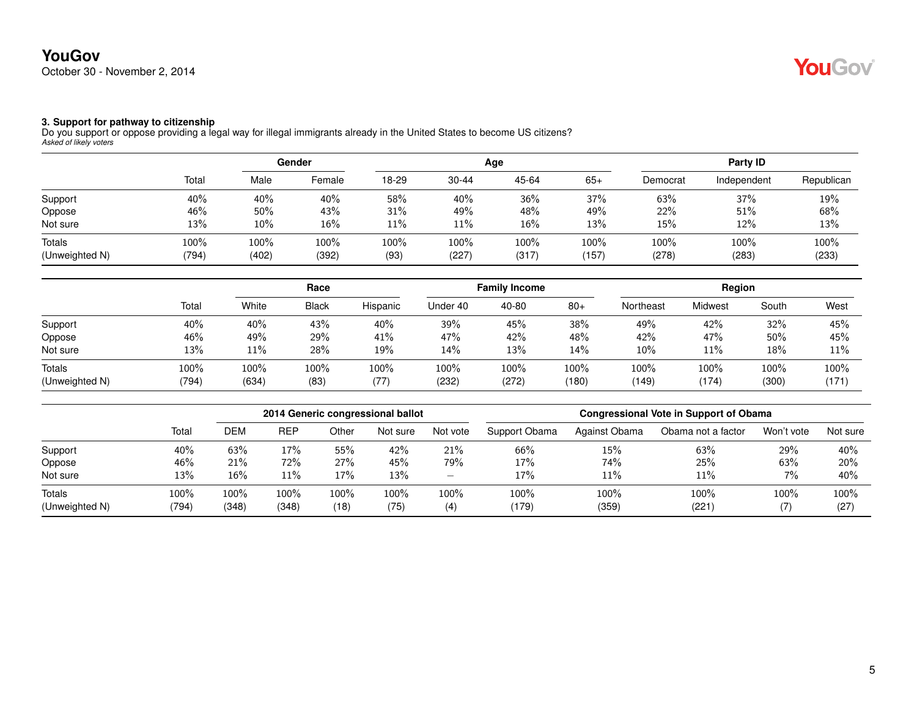**YouGov**
October 30 - November 2, 2014

### 3. Support for pathway to citizenship

Do you support or oppose providing a legal way for illegal immigrants already in the United States to become US citizens?
*Asked of likely voters*

| | | Gender | | Age | | | | Party ID | | |
|---|---|---|---|---|---|---|---|---|---|---|
| | Total | Male | Female | 18-29 | 30-44 | 45-64 | 65+ | Democrat | Independent | Republican |
| Support | 40% | 40% | 40% | 58% | 40% | 36% | 37% | 63% | 37% | 19% |
| Oppose | 46% | 50% | 43% | 31% | 49% | 48% | 49% | 22% | 51% | 68% |
| Not sure | 13% | 10% | 16% | 11% | 11% | 16% | 13% | 15% | 12% | 13% |
| Totals | 100% | 100% | 100% | 100% | 100% | 100% | 100% | 100% | 100% | 100% |
| (Unweighted N) | (794) | (402) | (392) | (93) | (227) | (317) | (157) | (278) | (283) | (233) |

| | | Race | | | Family Income | | | Region | | | |
|---|---|---|---|---|---|---|---|---|---|---|---|
| | Total | White | Black | Hispanic | Under 40 | 40-80 | 80+ | Northeast | Midwest | South | West |
| Support | 40% | 40% | 43% | 40% | 39% | 45% | 38% | 49% | 42% | 32% | 45% |
| Oppose | 46% | 49% | 29% | 41% | 47% | 42% | 48% | 42% | 47% | 50% | 45% |
| Not sure | 13% | 11% | 28% | 19% | 14% | 13% | 14% | 10% | 11% | 18% | 11% |
| Totals | 100% | 100% | 100% | 100% | 100% | 100% | 100% | 100% | 100% | 100% | 100% |
| (Unweighted N) | (794) | (634) | (83) | (77) | (232) | (272) | (180) | (149) | (174) | (300) | (171) |

| | | 2014 Generic congressional ballot | | | | | Congressional Vote in Support of Obama | | | | |
|---|---|---|---|---|---|---|---|---|---|---|---|
| | Total | DEM | REP | Other | Not sure | Not vote | Support Obama | Against Obama | Obama not a factor | Won't vote | Not sure |
| Support | 40% | 63% | 17% | 55% | 42% | 21% | 66% | 15% | 63% | 29% | 40% |
| Oppose | 46% | 21% | 72% | 27% | 45% | 79% | 17% | 74% | 25% | 63% | 20% |
| Not sure | 13% | 16% | 11% | 17% | 13% | – | 17% | 11% | 11% | 7% | 40% |
| Totals | 100% | 100% | 100% | 100% | 100% | 100% | 100% | 100% | 100% | 100% | 100% |
| (Unweighted N) | (794) | (348) | (348) | (18) | (75) | (4) | (179) | (359) | (221) | (7) | (27) |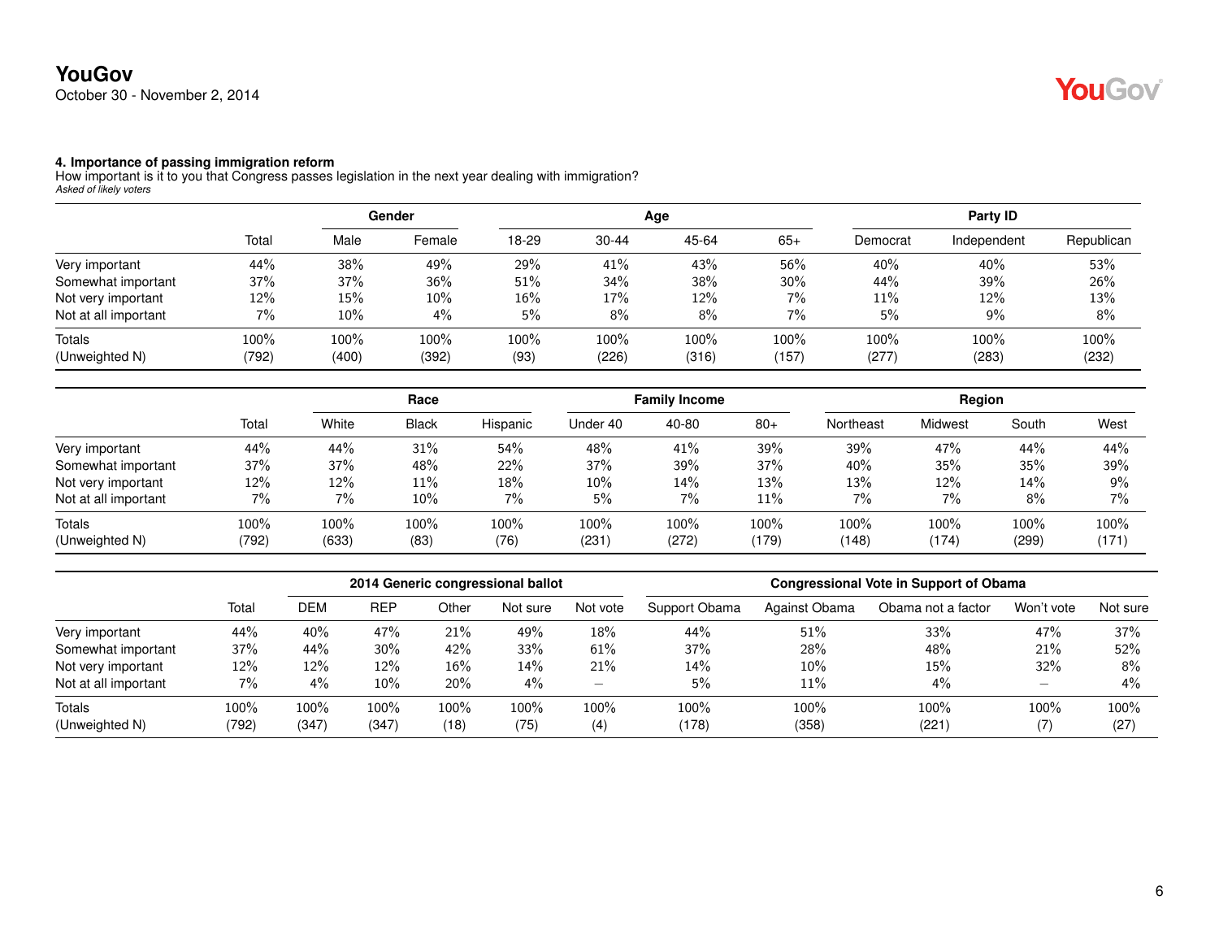### 4. Importance of passing immigration reform

How important is it to you that Congress passes legislation in the next year dealing with immigration?

*Asked of likely voters*

| | Total | Gender | | Age | | | | Party ID | | |
|---|---|---|---|---|---|---|---|---|---|---|
| | | Male | Female | 18-29 | 30-44 | 45-64 | 65+ | Democrat | Independent | Republican |
| Very important | 44% | 38% | 49% | 29% | 41% | 43% | 56% | 40% | 40% | 53% |
| Somewhat important | 37% | 37% | 36% | 51% | 34% | 38% | 30% | 44% | 39% | 26% |
| Not very important | 12% | 15% | 10% | 16% | 17% | 12% | 7% | 11% | 12% | 13% |
| Not at all important | 7% | 10% | 4% | 5% | 8% | 8% | 7% | 5% | 9% | 8% |
| Totals | 100% | 100% | 100% | 100% | 100% | 100% | 100% | 100% | 100% | 100% |
| (Unweighted N) | (792) | (400) | (392) | (93) | (226) | (316) | (157) | (277) | (283) | (232) |

| | Total | Race | | | Family Income | | | Region | | | |
|---|---|---|---|---|---|---|---|---|---|---|---|
| | | White | Black | Hispanic | Under 40 | 40-80 | 80+ | Northeast | Midwest | South | West |
| Very important | 44% | 44% | 31% | 54% | 48% | 41% | 39% | 39% | 47% | 44% | 44% |
| Somewhat important | 37% | 37% | 48% | 22% | 37% | 39% | 37% | 40% | 35% | 35% | 39% |
| Not very important | 12% | 12% | 11% | 18% | 10% | 14% | 13% | 13% | 12% | 14% | 9% |
| Not at all important | 7% | 7% | 10% | 7% | 5% | 7% | 11% | 7% | 7% | 8% | 7% |
| Totals | 100% | 100% | 100% | 100% | 100% | 100% | 100% | 100% | 100% | 100% | 100% |
| (Unweighted N) | (792) | (633) | (83) | (76) | (231) | (272) | (179) | (148) | (174) | (299) | (171) |

| | Total | 2014 Generic congressional ballot | | | | | Congressional Vote in Support of Obama | | | | |
|---|---|---|---|---|---|---|---|---|---|---|---|
| | | DEM | REP | Other | Not sure | Not vote | Support Obama | Against Obama | Obama not a factor | Won't vote | Not sure |
| Very important | 44% | 40% | 47% | 21% | 49% | 18% | 44% | 51% | 33% | 47% | 37% |
| Somewhat important | 37% | 44% | 30% | 42% | 33% | 61% | 37% | 28% | 48% | 21% | 52% |
| Not very important | 12% | 12% | 12% | 16% | 14% | 21% | 14% | 10% | 15% | 32% | 8% |
| Not at all important | 7% | 4% | 10% | 20% | 4% | – | 5% | 11% | 4% | – | 4% |
| Totals | 100% | 100% | 100% | 100% | 100% | 100% | 100% | 100% | 100% | 100% | 100% |
| (Unweighted N) | (792) | (347) | (347) | (18) | (75) | (4) | (178) | (358) | (221) | (7) | (27) |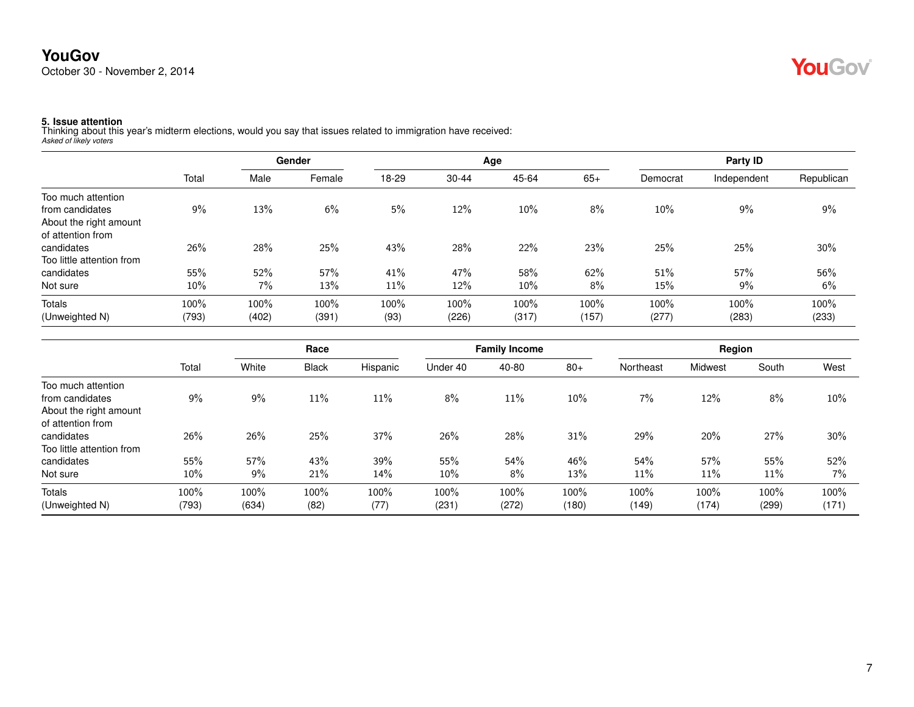**YouGov**
October 30 - November 2, 2014

**5. Issue attention**
Thinking about this year's midterm elections, would you say that issues related to immigration have received:
*Asked of likely voters*

| | Total | Gender | | Age | | | | Party ID | | |
|---|---|---|---|---|---|---|---|---|---|---|
| | | Male | Female | 18-29 | 30-44 | 45-64 | 65+ | Democrat | Independent | Republican |
| Too much attention from candidates | 9% | 13% | 6% | 5% | 12% | 10% | 8% | 10% | 9% | 9% |
| About the right amount of attention from candidates | 26% | 28% | 25% | 43% | 28% | 22% | 23% | 25% | 25% | 30% |
| Too little attention from candidates | 55% | 52% | 57% | 41% | 47% | 58% | 62% | 51% | 57% | 56% |
| Not sure | 10% | 7% | 13% | 11% | 12% | 10% | 8% | 15% | 9% | 6% |
| Totals | 100% | 100% | 100% | 100% | 100% | 100% | 100% | 100% | 100% | 100% |
| (Unweighted N) | (793) | (402) | (391) | (93) | (226) | (317) | (157) | (277) | (283) | (233) |

| | Total | Race | | | Family Income | | | Region | | | |
|---|---|---|---|---|---|---|---|---|---|---|---|
| | | White | Black | Hispanic | Under 40 | 40-80 | 80+ | Northeast | Midwest | South | West |
| Too much attention from candidates | 9% | 9% | 11% | 11% | 8% | 11% | 10% | 7% | 12% | 8% | 10% |
| About the right amount of attention from candidates | 26% | 26% | 25% | 37% | 26% | 28% | 31% | 29% | 20% | 27% | 30% |
| Too little attention from candidates | 55% | 57% | 43% | 39% | 55% | 54% | 46% | 54% | 57% | 55% | 52% |
| Not sure | 10% | 9% | 21% | 14% | 10% | 8% | 13% | 11% | 11% | 11% | 7% |
| Totals | 100% | 100% | 100% | 100% | 100% | 100% | 100% | 100% | 100% | 100% | 100% |
| (Unweighted N) | (793) | (634) | (82) | (77) | (231) | (272) | (180) | (149) | (174) | (299) | (171) |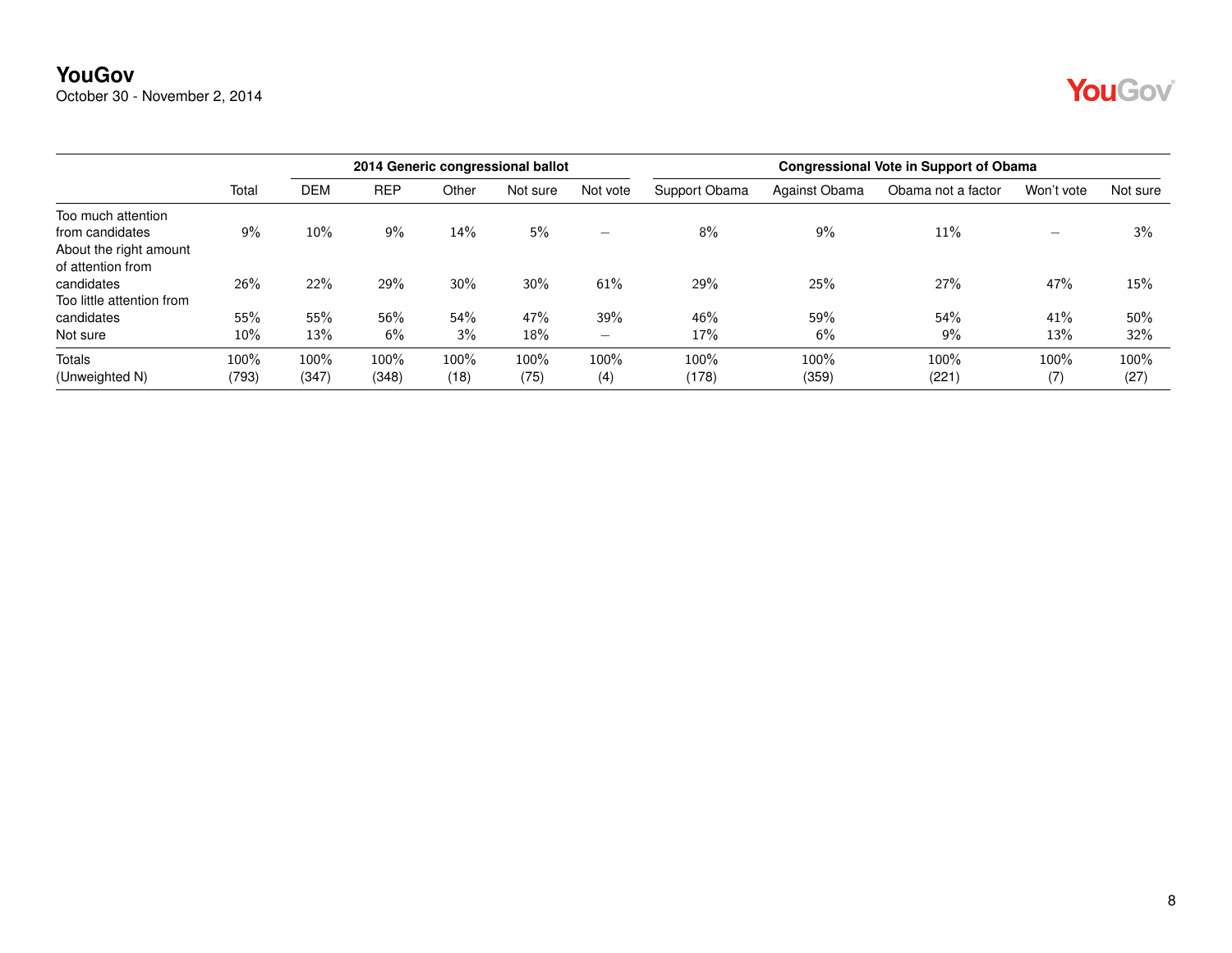**YouGov**
October 30 - November 2, 2014

| | Total | 2014 Generic congressional ballot | | | | | Congressional Vote in Support of Obama | | | | |
|---|---|---|---|---|---|---|---|---|---|---|---|
| | | DEM | REP | Other | Not sure | Not vote | Support Obama | Against Obama | Obama not a factor | Won't vote | Not sure |
| Too much attention from candidates | 9% | 10% | 9% | 14% | 5% | – | 8% | 9% | 11% | – | 3% |
| About the right amount of attention from candidates | 26% | 22% | 29% | 30% | 30% | 61% | 29% | 25% | 27% | 47% | 15% |
| Too little attention from candidates | 55% | 55% | 56% | 54% | 47% | 39% | 46% | 59% | 54% | 41% | 50% |
| Not sure | 10% | 13% | 6% | 3% | 18% | – | 17% | 6% | 9% | 13% | 32% |
| Totals | 100% | 100% | 100% | 100% | 100% | 100% | 100% | 100% | 100% | 100% | 100% |
| (Unweighted N) | (793) | (347) | (348) | (18) | (75) | (4) | (178) | (359) | (221) | (7) | (27) |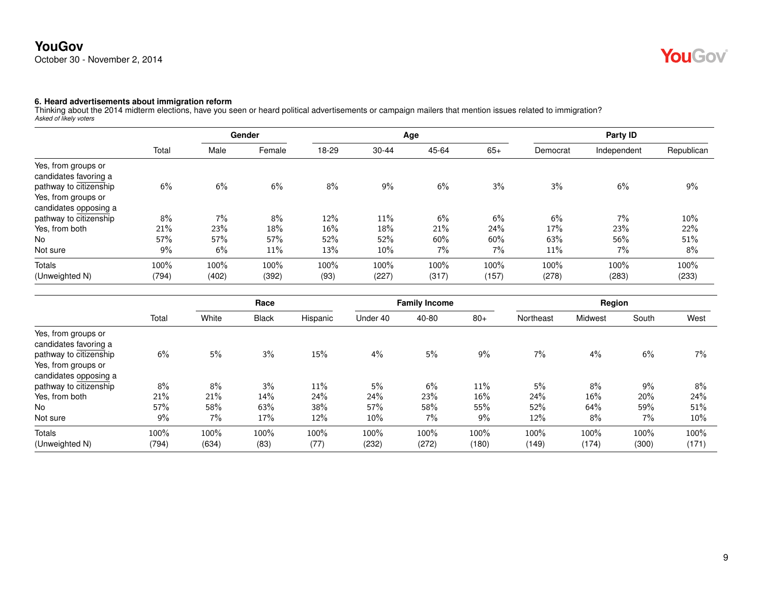### 6. Heard advertisements about immigration reform

Thinking about the 2014 midterm elections, have you seen or heard political advertisements or campaign mailers that mention issues related to immigration?

*Asked of likely voters*

| | Total | Gender | | Age | | | | Party ID | | |
|---|---|---|---|---|---|---|---|---|---|---|
| | | Male | Female | 18-29 | 30-44 | 45-64 | 65+ | Democrat | Independent | Republican |
| Yes, from groups or candidates favoring a pathway to citizenship | 6% | 6% | 6% | 8% | 9% | 6% | 3% | 3% | 6% | 9% |
| Yes, from groups or candidates opposing a pathway to citizenship | 8% | 7% | 8% | 12% | 11% | 6% | 6% | 6% | 7% | 10% |
| Yes, from both | 21% | 23% | 18% | 16% | 18% | 21% | 24% | 17% | 23% | 22% |
| No | 57% | 57% | 57% | 52% | 52% | 60% | 60% | 63% | 56% | 51% |
| Not sure | 9% | 6% | 11% | 13% | 10% | 7% | 7% | 11% | 7% | 8% |
| Totals | 100% | 100% | 100% | 100% | 100% | 100% | 100% | 100% | 100% | 100% |
| (Unweighted N) | (794) | (402) | (392) | (93) | (227) | (317) | (157) | (278) | (283) | (233) |

| | Total | Race | | | Family Income | | | Region | | | |
|---|---|---|---|---|---|---|---|---|---|---|---|
| | | White | Black | Hispanic | Under 40 | 40-80 | 80+ | Northeast | Midwest | South | West |
| Yes, from groups or candidates favoring a pathway to citizenship | 6% | 5% | 3% | 15% | 4% | 5% | 9% | 7% | 4% | 6% | 7% |
| Yes, from groups or candidates opposing a pathway to citizenship | 8% | 8% | 3% | 11% | 5% | 6% | 11% | 5% | 8% | 9% | 8% |
| Yes, from both | 21% | 21% | 14% | 24% | 24% | 23% | 16% | 24% | 16% | 20% | 24% |
| No | 57% | 58% | 63% | 38% | 57% | 58% | 55% | 52% | 64% | 59% | 51% |
| Not sure | 9% | 7% | 17% | 12% | 10% | 7% | 9% | 12% | 8% | 7% | 10% |
| Totals | 100% | 100% | 100% | 100% | 100% | 100% | 100% | 100% | 100% | 100% | 100% |
| (Unweighted N) | (794) | (634) | (83) | (77) | (232) | (272) | (180) | (149) | (174) | (300) | (171) |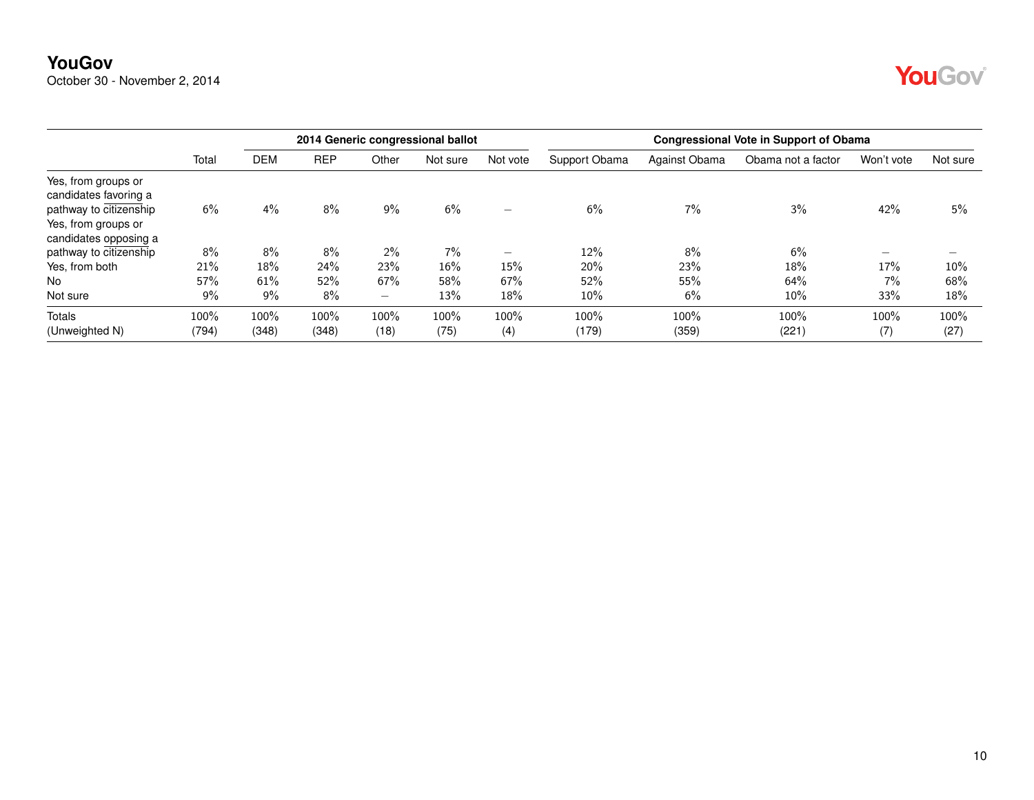# YouGov

October 30 - November 2, 2014

| | | 2014 Generic congressional ballot | | | | | Congressional Vote in Support of Obama | | | | |
|---|---|---|---|---|---|---|---|---|---|---|---|
| | Total | DEM | REP | Other | Not sure | Not vote | Support Obama | Against Obama | Obama not a factor | Won't vote | Not sure |
| Yes, from groups or candidates favoring a pathway to citizenship | 6% | 4% | 8% | 9% | 6% | – | 6% | 7% | 3% | 42% | 5% |
| Yes, from groups or candidates opposing a pathway to citizenship | 8% | 8% | 8% | 2% | 7% | – | 12% | 8% | 6% | – | – |
| Yes, from both | 21% | 18% | 24% | 23% | 16% | 15% | 20% | 23% | 18% | 17% | 10% |
| No | 57% | 61% | 52% | 67% | 58% | 67% | 52% | 55% | 64% | 7% | 68% |
| Not sure | 9% | 9% | 8% | – | 13% | 18% | 10% | 6% | 10% | 33% | 18% |
| Totals | 100% | 100% | 100% | 100% | 100% | 100% | 100% | 100% | 100% | 100% | 100% |
| (Unweighted N) | (794) | (348) | (348) | (18) | (75) | (4) | (179) | (359) | (221) | (7) | (27) |